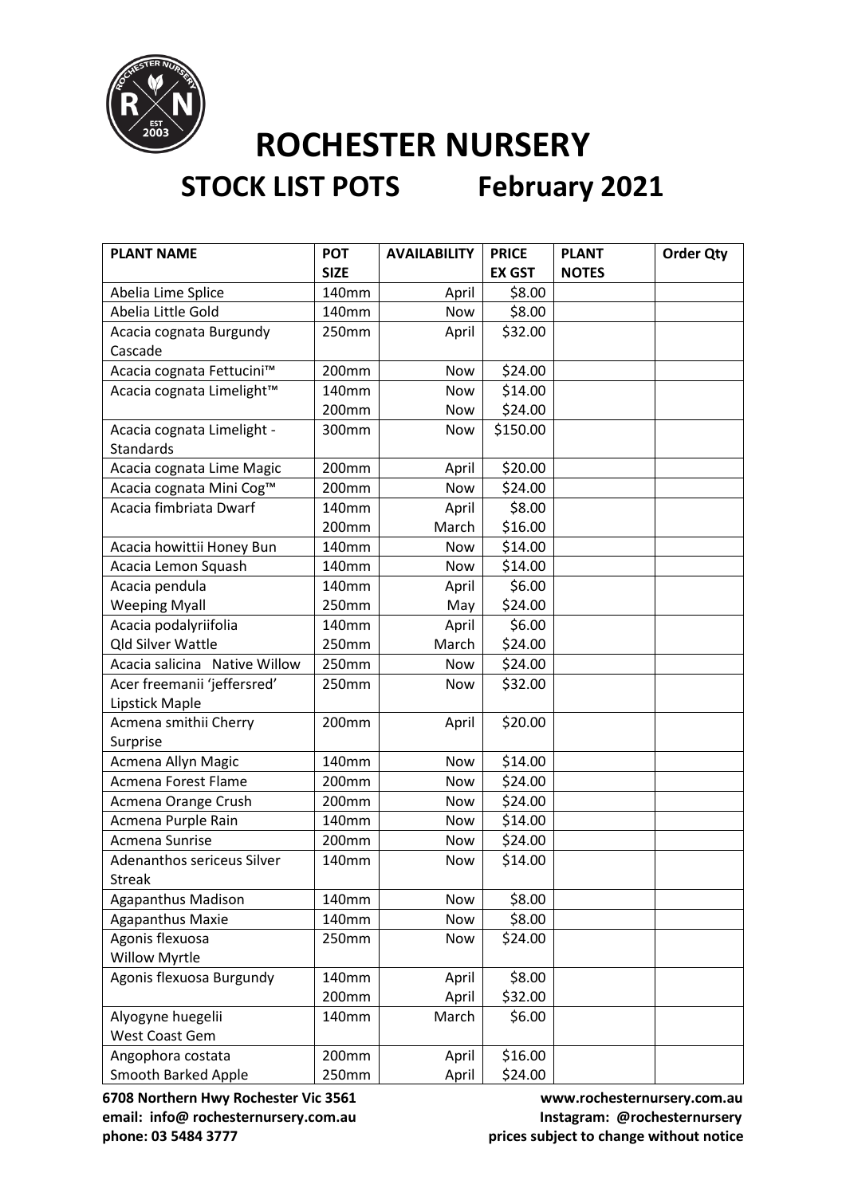# ROCHESTER NURSERY

## STOCK LIST POTS February 2021

| PLANT NAME | POT SIZE | AVAILABILITY | PRICE EX GST | PLANT NOTES | Order Qty |
|---|---|---|---|---|---|
| Abelia Lime Splice | 140mm | April | $8.00 | | |
| Abelia Little Gold | 140mm | Now | $8.00 | | |
| Acacia cognata Burgundy Cascade | 250mm | April | $32.00 | | |
| Acacia cognata Fettucini™ | 200mm | Now | $24.00 | | |
| Acacia cognata Limelight™ | 140mm | Now | $14.00 | | |
| | 200mm | Now | $24.00 | | |
| Acacia cognata Limelight - Standards | 300mm | Now | $150.00 | | |
| Acacia cognata Lime Magic | 200mm | April | $20.00 | | |
| Acacia cognata Mini Cog™ | 200mm | Now | $24.00 | | |
| Acacia fimbriata Dwarf | 140mm | April | $8.00 | | |
| | 200mm | March | $16.00 | | |
| Acacia howittii Honey Bun | 140mm | Now | $14.00 | | |
| Acacia Lemon Squash | 140mm | Now | $14.00 | | |
| Acacia pendula | 140mm | April | $6.00 | | |
| Weeping Myall | 250mm | May | $24.00 | | |
| Acacia podalyriifolia | 140mm | April | $6.00 | | |
| Qld Silver Wattle | 250mm | March | $24.00 | | |
| Acacia salicina Native Willow | 250mm | Now | $24.00 | | |
| Acer freemanii 'jeffersred' Lipstick Maple | 250mm | Now | $32.00 | | |
| Acmena smithii Cherry Surprise | 200mm | April | $20.00 | | |
| Acmena Allyn Magic | 140mm | Now | $14.00 | | |
| Acmena Forest Flame | 200mm | Now | $24.00 | | |
| Acmena Orange Crush | 200mm | Now | $24.00 | | |
| Acmena Purple Rain | 140mm | Now | $14.00 | | |
| Acmena Sunrise | 200mm | Now | $24.00 | | |
| Adenanthos sericeus Silver Streak | 140mm | Now | $14.00 | | |
| Agapanthus Madison | 140mm | Now | $8.00 | | |
| Agapanthus Maxie | 140mm | Now | $8.00 | | |
| Agonis flexuosa Willow Myrtle | 250mm | Now | $24.00 | | |
| Agonis flexuosa Burgundy | 140mm | April | $8.00 | | |
| | 200mm | April | $32.00 | | |
| Alyogyne huegelii West Coast Gem | 140mm | March | $6.00 | | |
| Angophora costata | 200mm | April | $16.00 | | |
| Smooth Barked Apple | 250mm | April | $24.00 | | |

**6708 Northern Hwy Rochester Vic 3561**
**email: info@ rochesternursery.com.au**
**phone: 03 5484 3777**

**www.rochesternursery.com.au**
**Instagram: @rochesternursery**
**prices subject to change without notice**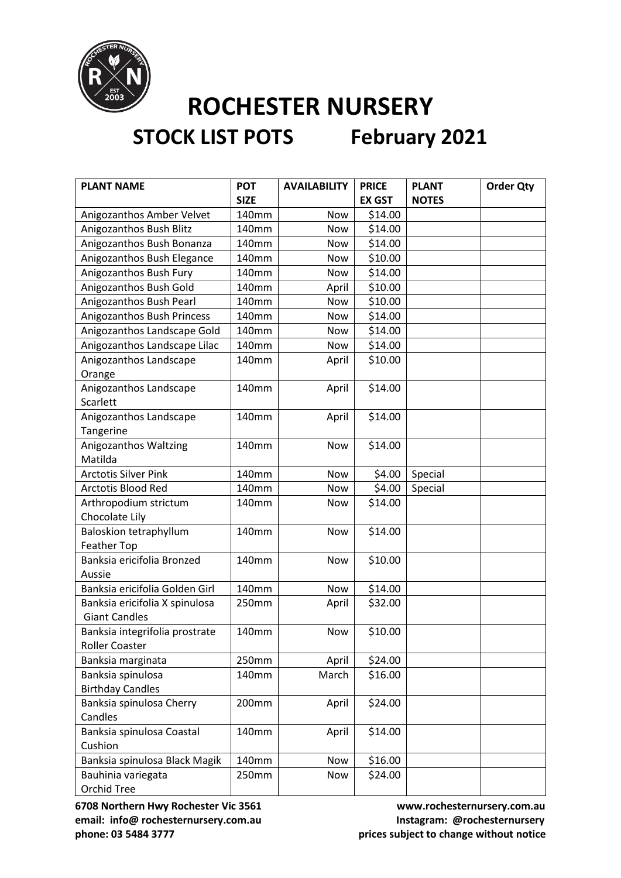# ROCHESTER NURSERY

## STOCK LIST POTS February 2021

| PLANT NAME | POT SIZE | AVAILABILITY | PRICE EX GST | PLANT NOTES | Order Qty |
|---|---|---|---|---|---|
| Anigozanthos Amber Velvet | 140mm | Now | $14.00 | | |
| Anigozanthos Bush Blitz | 140mm | Now | $14.00 | | |
| Anigozanthos Bush Bonanza | 140mm | Now | $14.00 | | |
| Anigozanthos Bush Elegance | 140mm | Now | $10.00 | | |
| Anigozanthos Bush Fury | 140mm | Now | $14.00 | | |
| Anigozanthos Bush Gold | 140mm | April | $10.00 | | |
| Anigozanthos Bush Pearl | 140mm | Now | $10.00 | | |
| Anigozanthos Bush Princess | 140mm | Now | $14.00 | | |
| Anigozanthos Landscape Gold | 140mm | Now | $14.00 | | |
| Anigozanthos Landscape Lilac | 140mm | Now | $14.00 | | |
| Anigozanthos Landscape Orange | 140mm | April | $10.00 | | |
| Anigozanthos Landscape Scarlett | 140mm | April | $14.00 | | |
| Anigozanthos Landscape Tangerine | 140mm | April | $14.00 | | |
| Anigozanthos Waltzing Matilda | 140mm | Now | $14.00 | | |
| Arctotis Silver Pink | 140mm | Now | $4.00 | Special | |
| Arctotis Blood Red | 140mm | Now | $4.00 | Special | |
| Arthropodium strictum Chocolate Lily | 140mm | Now | $14.00 | | |
| Baloskion tetraphyllum Feather Top | 140mm | Now | $14.00 | | |
| Banksia ericifolia Bronzed Aussie | 140mm | Now | $10.00 | | |
| Banksia ericifolia Golden Girl | 140mm | Now | $14.00 | | |
| Banksia ericifolia X spinulosa Giant Candles | 250mm | April | $32.00 | | |
| Banksia integrifolia prostrate Roller Coaster | 140mm | Now | $10.00 | | |
| Banksia marginata | 250mm | April | $24.00 | | |
| Banksia spinulosa Birthday Candles | 140mm | March | $16.00 | | |
| Banksia spinulosa Cherry Candles | 200mm | April | $24.00 | | |
| Banksia spinulosa Coastal Cushion | 140mm | April | $14.00 | | |
| Banksia spinulosa Black Magik | 140mm | Now | $16.00 | | |
| Bauhinia variegata Orchid Tree | 250mm | Now | $24.00 | | |

**6708 Northern Hwy Rochester Vic 3561**
**email: info@ rochesternursery.com.au**
**phone: 03 5484 3777**

**www.rochesternursery.com.au**
**Instagram: @rochesternursery**
**prices subject to change without notice**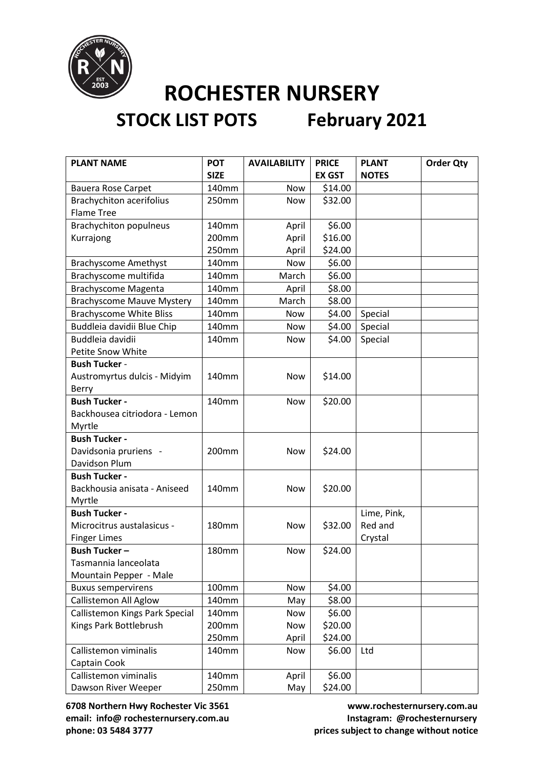# ROCHESTER NURSERY

## STOCK LIST POTS February 2021

| PLANT NAME | POT SIZE | AVAILABILITY | PRICE EX GST | PLANT NOTES | Order Qty |
|---|---|---|---|---|---|
| Bauera Rose Carpet | 140mm | Now | $14.00 | | |
| Brachychiton acerifolius Flame Tree | 250mm | Now | $32.00 | | |
| Brachychiton populneus Kurrajong | 140mm | April | $6.00 | | |
| | 200mm | April | $16.00 | | |
| | 250mm | April | $24.00 | | |
| Brachyscome Amethyst | 140mm | Now | $6.00 | | |
| Brachyscome multifida | 140mm | March | $6.00 | | |
| Brachyscome Magenta | 140mm | April | $8.00 | | |
| Brachyscome Mauve Mystery | 140mm | March | $8.00 | | |
| Brachyscome White Bliss | 140mm | Now | $4.00 | Special | |
| Buddleia davidii Blue Chip | 140mm | Now | $4.00 | Special | |
| Buddleia davidii Petite Snow White | 140mm | Now | $4.00 | Special | |
| **Bush Tucker** - Austromyrtus dulcis - Midyim Berry | 140mm | Now | $14.00 | | |
| **Bush Tucker -** Backhousea citriodora - Lemon Myrtle | 140mm | Now | $20.00 | | |
| **Bush Tucker -** Davidsonia pruriens - Davidson Plum | 200mm | Now | $24.00 | | |
| **Bush Tucker -** Backhousia anisata - Aniseed Myrtle | 140mm | Now | $20.00 | | |
| **Bush Tucker -** Microcitrus austalasicus - Finger Limes | 180mm | Now | $32.00 | Lime, Pink, Red and Crystal | |
| **Bush Tucker –** Tasmannia lanceolata Mountain Pepper - Male | 180mm | Now | $24.00 | | |
| Buxus sempervirens | 100mm | Now | $4.00 | | |
| Callistemon All Aglow | 140mm | May | $8.00 | | |
| Callistemon Kings Park Special Kings Park Bottlebrush | 140mm | Now | $6.00 | | |
| | 200mm | Now | $20.00 | | |
| | 250mm | April | $24.00 | | |
| Callistemon viminalis Captain Cook | 140mm | Now | $6.00 | Ltd | |
| Callistemon viminalis Dawson River Weeper | 140mm | April | $6.00 | | |
| | 250mm | May | $24.00 | | |

**6708 Northern Hwy Rochester Vic 3561**
**email: info@ rochesternursery.com.au**
**phone: 03 5484 3777**

**www.rochesternursery.com.au**
**Instagram: @rochesternursery**
**prices subject to change without notice**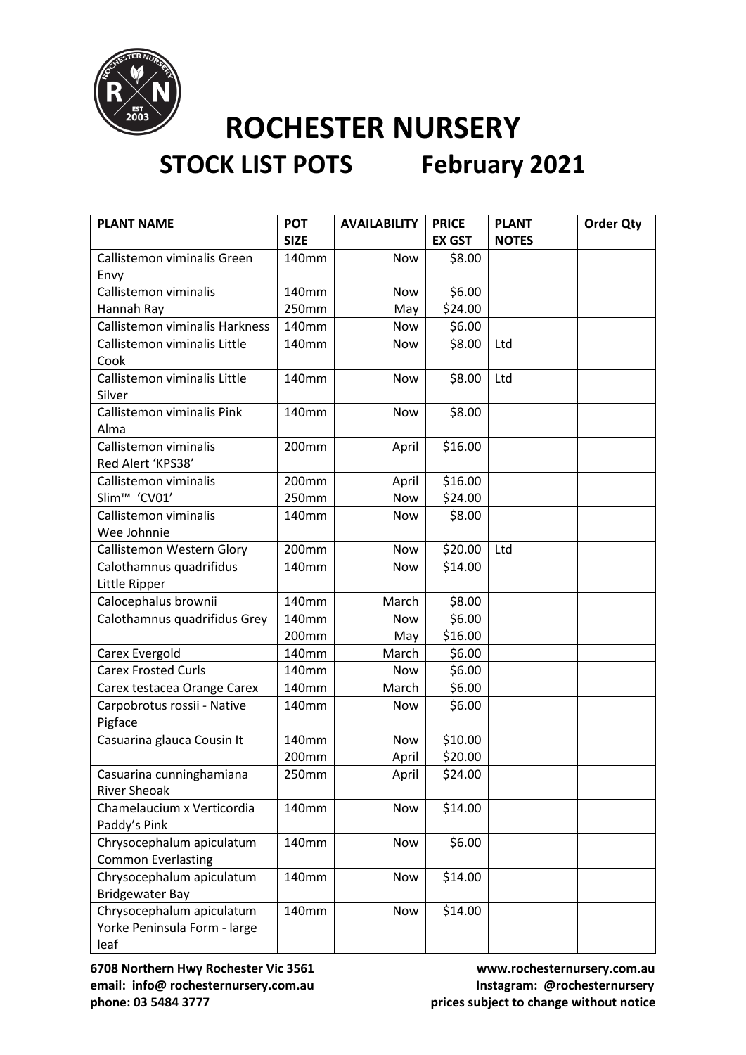# ROCHESTER NURSERY

## STOCK LIST POTS February 2021

| PLANT NAME | POT SIZE | AVAILABILITY | PRICE EX GST | PLANT NOTES | Order Qty |
|---|---|---|---|---|---|
| Callistemon viminalis Green Envy | 140mm | Now | $8.00 | | |
| Callistemon viminalis Hannah Ray | 140mm<br>250mm | Now<br>May | $6.00<br>$24.00 | | |
| Callistemon viminalis Harkness | 140mm | Now | $6.00 | | |
| Callistemon viminalis Little Cook | 140mm | Now | $8.00 | Ltd | |
| Callistemon viminalis Little Silver | 140mm | Now | $8.00 | Ltd | |
| Callistemon viminalis Pink Alma | 140mm | Now | $8.00 | | |
| Callistemon viminalis Red Alert 'KPS38' | 200mm | April | $16.00 | | |
| Callistemon viminalis Slim™ 'CV01' | 200mm<br>250mm | April<br>Now | $16.00<br>$24.00 | | |
| Callistemon viminalis Wee Johnnie | 140mm | Now | $8.00 | | |
| Callistemon Western Glory | 200mm | Now | $20.00 | Ltd | |
| Calothamnus quadrifidus Little Ripper | 140mm | Now | $14.00 | | |
| Calocephalus brownii | 140mm | March | $8.00 | | |
| Calothamnus quadrifidus Grey | 140mm<br>200mm | Now<br>May | $6.00<br>$16.00 | | |
| Carex Evergold | 140mm | March | $6.00 | | |
| Carex Frosted Curls | 140mm | Now | $6.00 | | |
| Carex testacea Orange Carex | 140mm | March | $6.00 | | |
| Carpobrotus rossii - Native Pigface | 140mm | Now | $6.00 | | |
| Casuarina glauca Cousin It | 140mm<br>200mm | Now<br>April | $10.00<br>$20.00 | | |
| Casuarina cunninghamiana River Sheoak | 250mm | April | $24.00 | | |
| Chamelaucium x Verticordia Paddy's Pink | 140mm | Now | $14.00 | | |
| Chrysocephalum apiculatum Common Everlasting | 140mm | Now | $6.00 | | |
| Chrysocephalum apiculatum Bridgewater Bay | 140mm | Now | $14.00 | | |
| Chrysocephalum apiculatum Yorke Peninsula Form - large leaf | 140mm | Now | $14.00 | | |

**6708 Northern Hwy Rochester Vic 3561**
**email: info@ rochesternursery.com.au**
**phone: 03 5484 3777**

**www.rochesternursery.com.au**
**Instagram: @rochesternursery**
**prices subject to change without notice**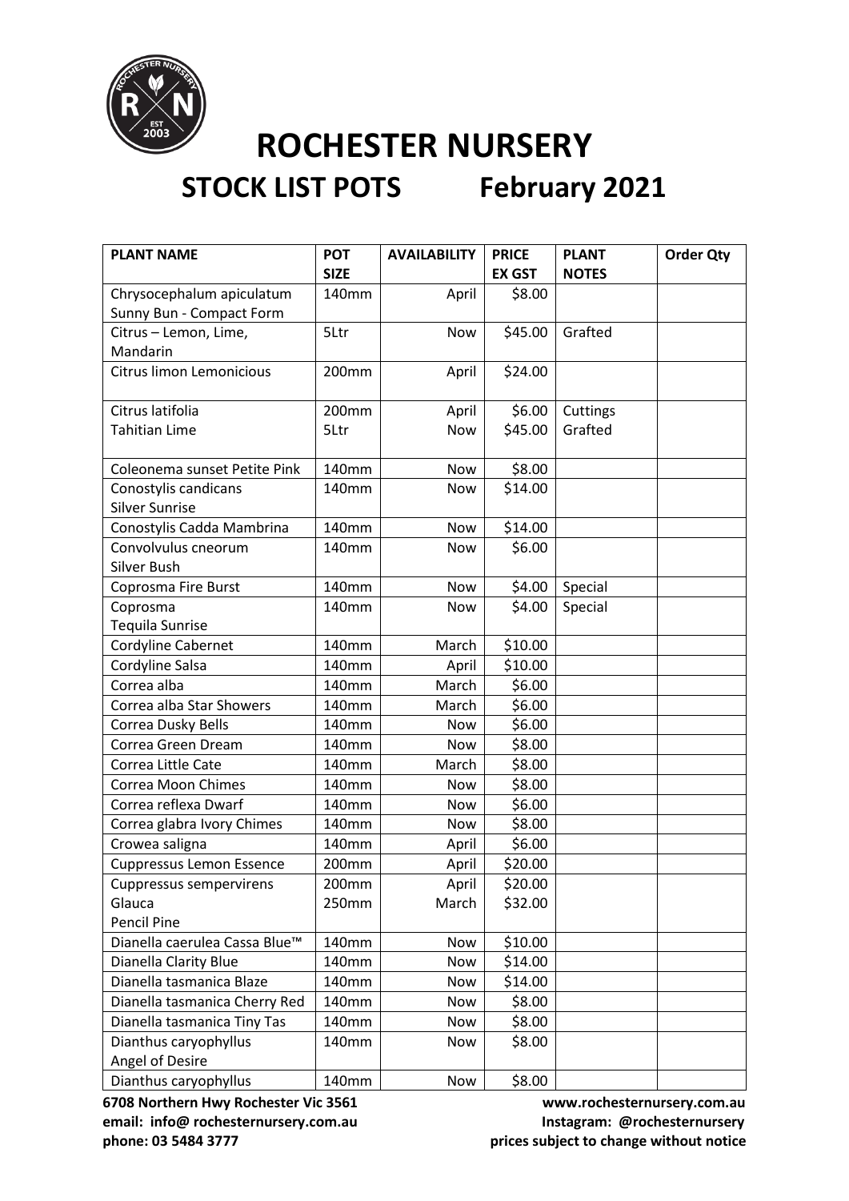# ROCHESTER NURSERY

## STOCK LIST POTS February 2021

| PLANT NAME | POT SIZE | AVAILABILITY | PRICE EX GST | PLANT NOTES | Order Qty |
|---|---|---|---|---|---|
| Chrysocephalum apiculatum Sunny Bun - Compact Form | 140mm | April | $8.00 | | |
| Citrus – Lemon, Lime, Mandarin | 5Ltr | Now | $45.00 | Grafted | |
| Citrus limon Lemonicious | 200mm | April | $24.00 | | |
| Citrus latifolia Tahitian Lime | 200mm<br>5Ltr | April<br>Now | $6.00<br>$45.00 | Cuttings<br>Grafted | |
| Coleonema sunset Petite Pink | 140mm | Now | $8.00 | | |
| Conostylis candicans Silver Sunrise | 140mm | Now | $14.00 | | |
| Conostylis Cadda Mambrina | 140mm | Now | $14.00 | | |
| Convolvulus cneorum Silver Bush | 140mm | Now | $6.00 | | |
| Coprosma Fire Burst | 140mm | Now | $4.00 | Special | |
| Coprosma Tequila Sunrise | 140mm | Now | $4.00 | Special | |
| Cordyline Cabernet | 140mm | March | $10.00 | | |
| Cordyline Salsa | 140mm | April | $10.00 | | |
| Correa alba | 140mm | March | $6.00 | | |
| Correa alba Star Showers | 140mm | March | $6.00 | | |
| Correa Dusky Bells | 140mm | Now | $6.00 | | |
| Correa Green Dream | 140mm | Now | $8.00 | | |
| Correa Little Cate | 140mm | March | $8.00 | | |
| Correa Moon Chimes | 140mm | Now | $8.00 | | |
| Correa reflexa Dwarf | 140mm | Now | $6.00 | | |
| Correa glabra Ivory Chimes | 140mm | Now | $8.00 | | |
| Crowea saligna | 140mm | April | $6.00 | | |
| Cuppressus Lemon Essence | 200mm | April | $20.00 | | |
| Cuppressus sempervirens Glauca Pencil Pine | 200mm<br>250mm | April<br>March | $20.00<br>$32.00 | | |
| Dianella caerulea Cassa Blue™ | 140mm | Now | $10.00 | | |
| Dianella Clarity Blue | 140mm | Now | $14.00 | | |
| Dianella tasmanica Blaze | 140mm | Now | $14.00 | | |
| Dianella tasmanica Cherry Red | 140mm | Now | $8.00 | | |
| Dianella tasmanica Tiny Tas | 140mm | Now | $8.00 | | |
| Dianthus caryophyllus Angel of Desire | 140mm | Now | $8.00 | | |
| Dianthus caryophyllus | 140mm | Now | $8.00 | | |

6708 Northern Hwy Rochester Vic 3561
email: info@ rochesternursery.com.au
phone: 03 5484 3777

www.rochesternursery.com.au
Instagram: @rochesternursery
prices subject to change without notice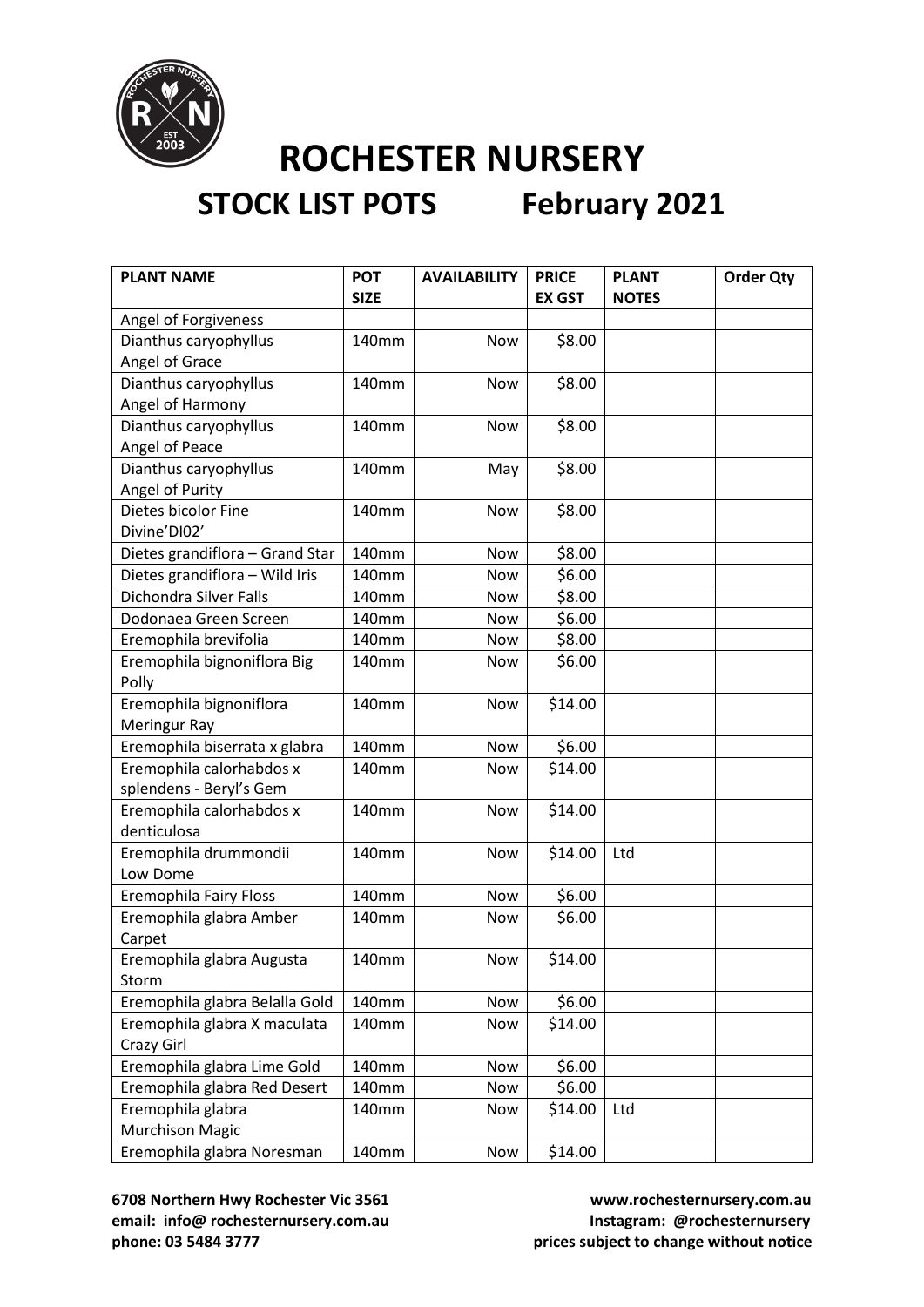# ROCHESTER NURSERY

## STOCK LIST POTS February 2021

| PLANT NAME | POT SIZE | AVAILABILITY | PRICE EX GST | PLANT NOTES | Order Qty |
|---|---|---|---|---|---|
| Angel of Forgiveness | | | | | |
| Dianthus caryophyllus Angel of Grace | 140mm | Now | $8.00 | | |
| Dianthus caryophyllus Angel of Harmony | 140mm | Now | $8.00 | | |
| Dianthus caryophyllus Angel of Peace | 140mm | Now | $8.00 | | |
| Dianthus caryophyllus Angel of Purity | 140mm | May | $8.00 | | |
| Dietes bicolor Fine Divine'DI02' | 140mm | Now | $8.00 | | |
| Dietes grandiflora – Grand Star | 140mm | Now | $8.00 | | |
| Dietes grandiflora – Wild Iris | 140mm | Now | $6.00 | | |
| Dichondra Silver Falls | 140mm | Now | $8.00 | | |
| Dodonaea Green Screen | 140mm | Now | $6.00 | | |
| Eremophila brevifolia | 140mm | Now | $8.00 | | |
| Eremophila bignoniflora Big Polly | 140mm | Now | $6.00 | | |
| Eremophila bignoniflora Meringur Ray | 140mm | Now | $14.00 | | |
| Eremophila biserrata x glabra | 140mm | Now | $6.00 | | |
| Eremophila calorhabdos x splendens - Beryl's Gem | 140mm | Now | $14.00 | | |
| Eremophila calorhabdos x denticulosa | 140mm | Now | $14.00 | | |
| Eremophila drummondii Low Dome | 140mm | Now | $14.00 | Ltd | |
| Eremophila Fairy Floss | 140mm | Now | $6.00 | | |
| Eremophila glabra Amber Carpet | 140mm | Now | $6.00 | | |
| Eremophila glabra Augusta Storm | 140mm | Now | $14.00 | | |
| Eremophila glabra Belalla Gold | 140mm | Now | $6.00 | | |
| Eremophila glabra X maculata Crazy Girl | 140mm | Now | $14.00 | | |
| Eremophila glabra Lime Gold | 140mm | Now | $6.00 | | |
| Eremophila glabra Red Desert | 140mm | Now | $6.00 | | |
| Eremophila glabra Murchison Magic | 140mm | Now | $14.00 | Ltd | |
| Eremophila glabra Noresman | 140mm | Now | $14.00 | | |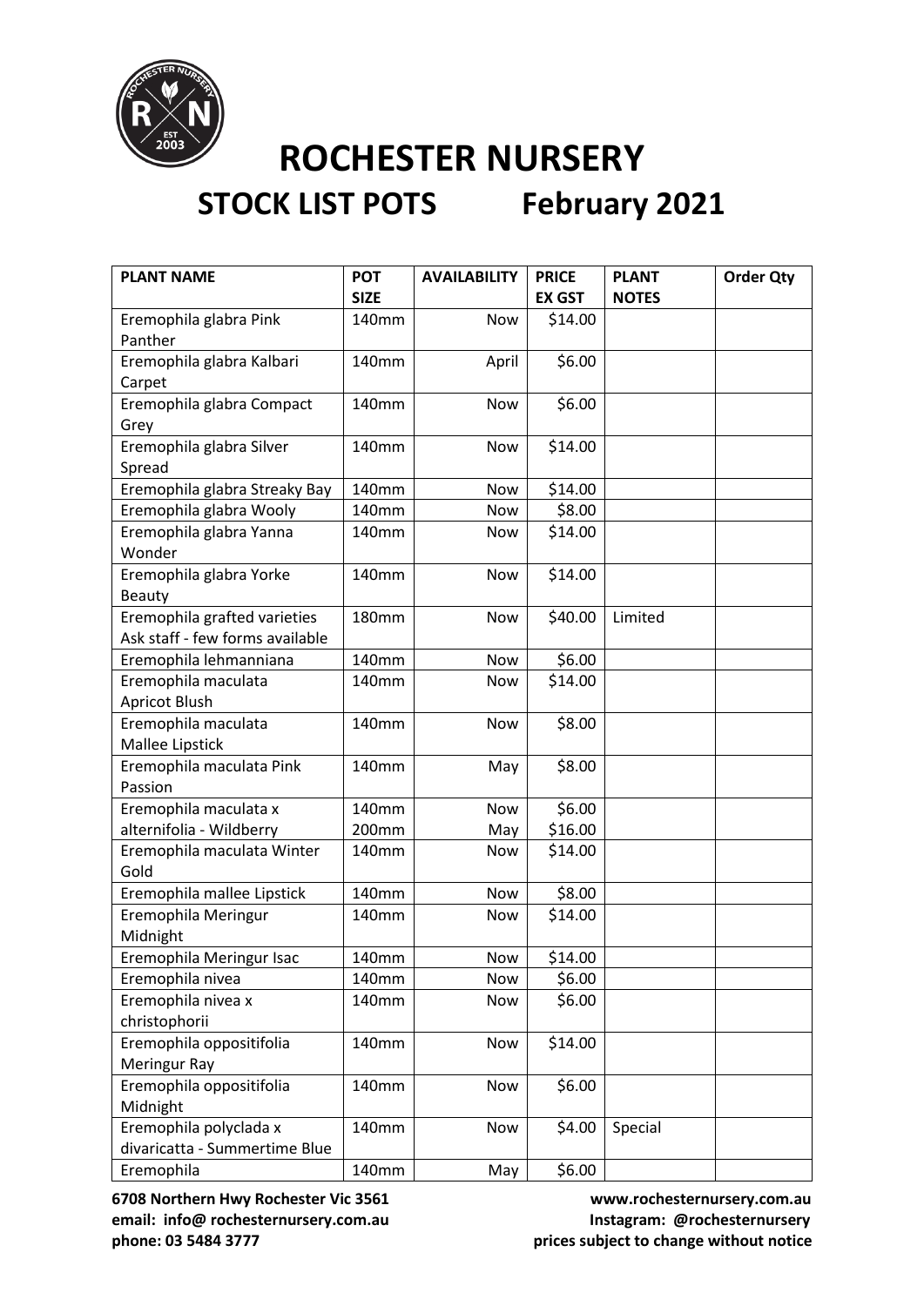# ROCHESTER NURSERY

## STOCK LIST POTS February 2021

| PLANT NAME | POT SIZE | AVAILABILITY | PRICE EX GST | PLANT NOTES | Order Qty |
|---|---|---|---|---|---|
| Eremophila glabra Pink Panther | 140mm | Now | $14.00 | | |
| Eremophila glabra Kalbari Carpet | 140mm | April | $6.00 | | |
| Eremophila glabra Compact Grey | 140mm | Now | $6.00 | | |
| Eremophila glabra Silver Spread | 140mm | Now | $14.00 | | |
| Eremophila glabra Streaky Bay | 140mm | Now | $14.00 | | |
| Eremophila glabra Wooly | 140mm | Now | $8.00 | | |
| Eremophila glabra Yanna Wonder | 140mm | Now | $14.00 | | |
| Eremophila glabra Yorke Beauty | 140mm | Now | $14.00 | | |
| Eremophila grafted varieties Ask staff - few forms available | 180mm | Now | $40.00 | Limited | |
| Eremophila lehmanniana | 140mm | Now | $6.00 | | |
| Eremophila maculata Apricot Blush | 140mm | Now | $14.00 | | |
| Eremophila maculata Mallee Lipstick | 140mm | Now | $8.00 | | |
| Eremophila maculata Pink Passion | 140mm | May | $8.00 | | |
| Eremophila maculata x alternifolia - Wildberry | 140mm<br>200mm | Now<br>May | $6.00<br>$16.00 | | |
| Eremophila maculata Winter Gold | 140mm | Now | $14.00 | | |
| Eremophila mallee Lipstick | 140mm | Now | $8.00 | | |
| Eremophila Meringur Midnight | 140mm | Now | $14.00 | | |
| Eremophila Meringur Isac | 140mm | Now | $14.00 | | |
| Eremophila nivea | 140mm | Now | $6.00 | | |
| Eremophila nivea x christophorii | 140mm | Now | $6.00 | | |
| Eremophila oppositifolia Meringur Ray | 140mm | Now | $14.00 | | |
| Eremophila oppositifolia Midnight | 140mm | Now | $6.00 | | |
| Eremophila polyclada x divaricatta - Summertime Blue | 140mm | Now | $4.00 | Special | |
| Eremophila | 140mm | May | $6.00 | | |

**6708 Northern Hwy Rochester Vic 3561**
**email: info@ rochesternursery.com.au**
**phone: 03 5484 3777**

**www.rochesternursery.com.au**
**Instagram: @rochesternursery**
**prices subject to change without notice**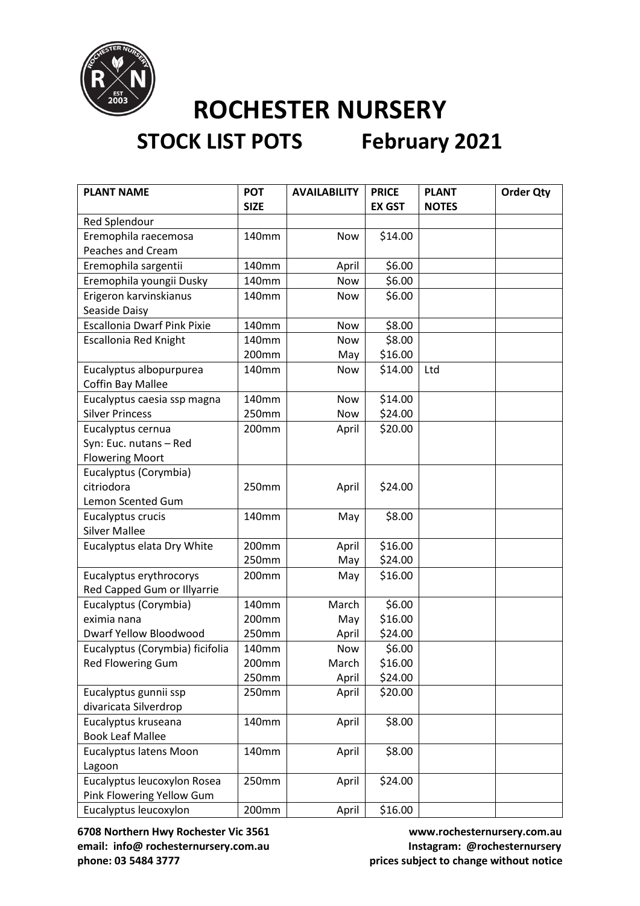# ROCHESTER NURSERY

## STOCK LIST POTS February 2021

| PLANT NAME | POT SIZE | AVAILABILITY | PRICE EX GST | PLANT NOTES | Order Qty |
|---|---|---|---|---|---|
| Red Splendour | | | | | |
| Eremophila raecemosa Peaches and Cream | 140mm | Now | $14.00 | | |
| Eremophila sargentii | 140mm | April | $6.00 | | |
| Eremophila youngii Dusky | 140mm | Now | $6.00 | | |
| Erigeron karvinskianus Seaside Daisy | 140mm | Now | $6.00 | | |
| Escallonia Dwarf Pink Pixie | 140mm | Now | $8.00 | | |
| Escallonia Red Knight | 140mm<br>200mm | Now<br>May | $8.00<br>$16.00 | | |
| Eucalyptus albopurpurea Coffin Bay Mallee | 140mm | Now | $14.00 | Ltd | |
| Eucalyptus caesia ssp magna Silver Princess | 140mm<br>250mm | Now<br>Now | $14.00<br>$24.00 | | |
| Eucalyptus cernua Syn: Euc. nutans – Red Flowering Moort | 200mm | April | $20.00 | | |
| Eucalyptus (Corymbia) citriodora Lemon Scented Gum | 250mm | April | $24.00 | | |
| Eucalyptus crucis Silver Mallee | 140mm | May | $8.00 | | |
| Eucalyptus elata Dry White | 200mm<br>250mm | April<br>May | $16.00<br>$24.00 | | |
| Eucalyptus erythrocorys Red Capped Gum or Illyarrie | 200mm | May | $16.00 | | |
| Eucalyptus (Corymbia) eximia nana Dwarf Yellow Bloodwood | 140mm<br>200mm<br>250mm | March<br>May<br>April | $6.00<br>$16.00<br>$24.00 | | |
| Eucalyptus (Corymbia) ficifolia Red Flowering Gum | 140mm<br>200mm<br>250mm | Now<br>March<br>April | $6.00<br>$16.00<br>$24.00 | | |
| Eucalyptus gunnii ssp divaricata Silverdrop | 250mm | April | $20.00 | | |
| Eucalyptus kruseana Book Leaf Mallee | 140mm | April | $8.00 | | |
| Eucalyptus latens Moon Lagoon | 140mm | April | $8.00 | | |
| Eucalyptus leucoxylon Rosea Pink Flowering Yellow Gum | 250mm | April | $24.00 | | |
| Eucalyptus leucoxylon | 200mm | April | $16.00 | | |

**6708 Northern Hwy Rochester Vic 3561**
**email: info@ rochesternursery.com.au**
**phone: 03 5484 3777**

**www.rochesternursery.com.au**
**Instagram: @rochesternursery**
**prices subject to change without notice**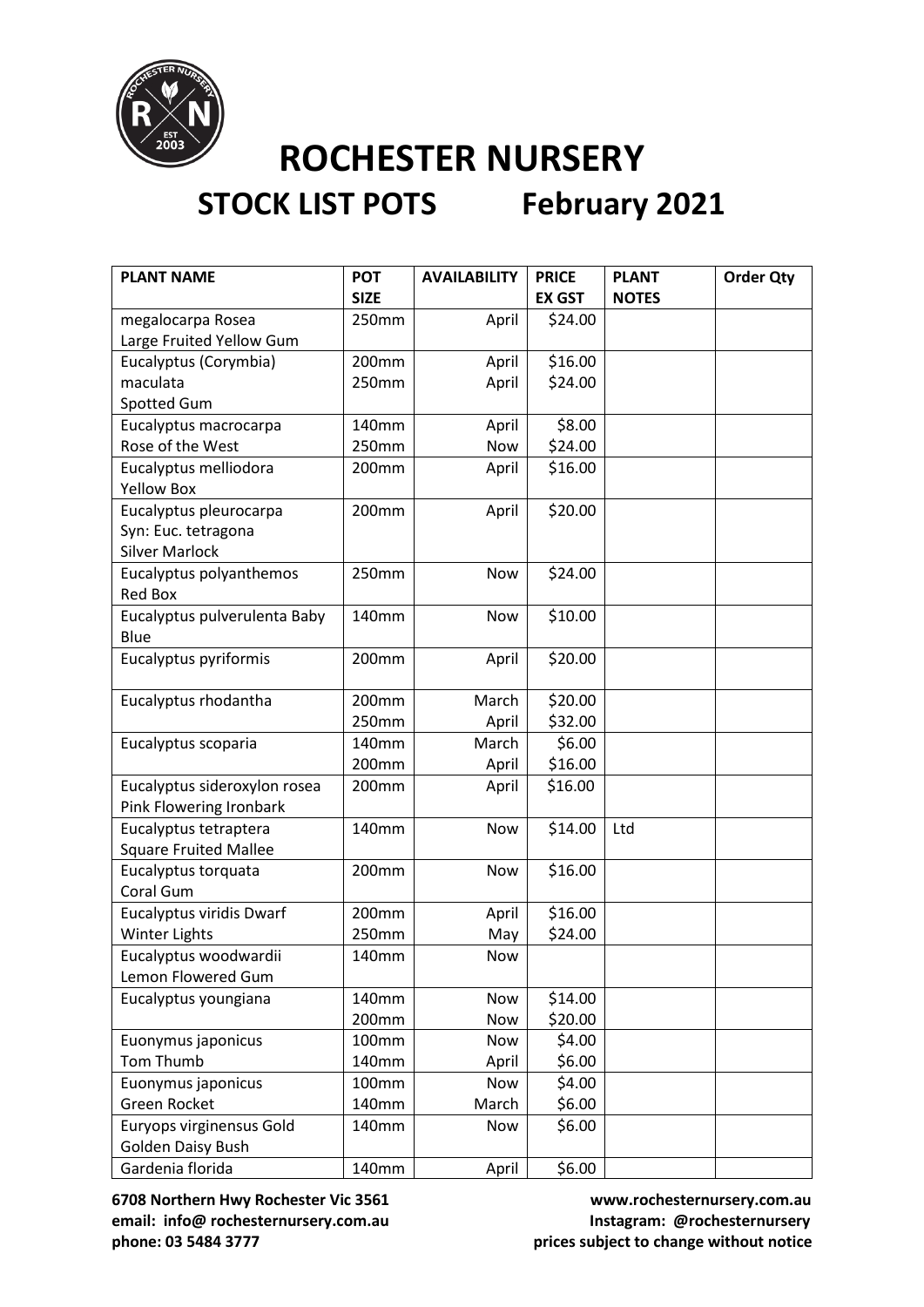# ROCHESTER NURSERY

## STOCK LIST POTS February 2021

| PLANT NAME | POT SIZE | AVAILABILITY | PRICE EX GST | PLANT NOTES | Order Qty |
|---|---|---|---|---|---|
| megalocarpa Rosea<br>Large Fruited Yellow Gum | 250mm | April | $24.00 | | |
| Eucalyptus (Corymbia) maculata<br>Spotted Gum | 200mm<br>250mm | April<br>April | $16.00<br>$24.00 | | |
| Eucalyptus macrocarpa<br>Rose of the West | 140mm<br>250mm | April<br>Now | $8.00<br>$24.00 | | |
| Eucalyptus melliodora<br>Yellow Box | 200mm | April | $16.00 | | |
| Eucalyptus pleurocarpa<br>Syn: Euc. tetragona<br>Silver Marlock | 200mm | April | $20.00 | | |
| Eucalyptus polyanthemos<br>Red Box | 250mm | Now | $24.00 | | |
| Eucalyptus pulverulenta Baby Blue | 140mm | Now | $10.00 | | |
| Eucalyptus pyriformis | 200mm | April | $20.00 | | |
| Eucalyptus rhodantha | 200mm<br>250mm | March<br>April | $20.00<br>$32.00 | | |
| Eucalyptus scoparia | 140mm<br>200mm | March<br>April | $6.00<br>$16.00 | | |
| Eucalyptus sideroxylon rosea<br>Pink Flowering Ironbark | 200mm | April | $16.00 | | |
| Eucalyptus tetraptera<br>Square Fruited Mallee | 140mm | Now | $14.00 | Ltd | |
| Eucalyptus torquata<br>Coral Gum | 200mm | Now | $16.00 | | |
| Eucalyptus viridis Dwarf<br>Winter Lights | 200mm<br>250mm | April<br>May | $16.00<br>$24.00 | | |
| Eucalyptus woodwardii<br>Lemon Flowered Gum | 140mm | Now | | | |
| Eucalyptus youngiana | 140mm<br>200mm | Now<br>Now | $14.00<br>$20.00 | | |
| Euonymus japonicus<br>Tom Thumb | 100mm<br>140mm | Now<br>April | $4.00<br>$6.00 | | |
| Euonymus japonicus<br>Green Rocket | 100mm<br>140mm | Now<br>March | $4.00<br>$6.00 | | |
| Euryops virginensus Gold<br>Golden Daisy Bush | 140mm | Now | $6.00 | | |
| Gardenia florida | 140mm | April | $6.00 | | |

**6708 Northern Hwy Rochester Vic 3561**
**email: info@ rochesternursery.com.au**
**phone: 03 5484 3777**

**www.rochesternursery.com.au**
**Instagram: @rochesternursery**
**prices subject to change without notice**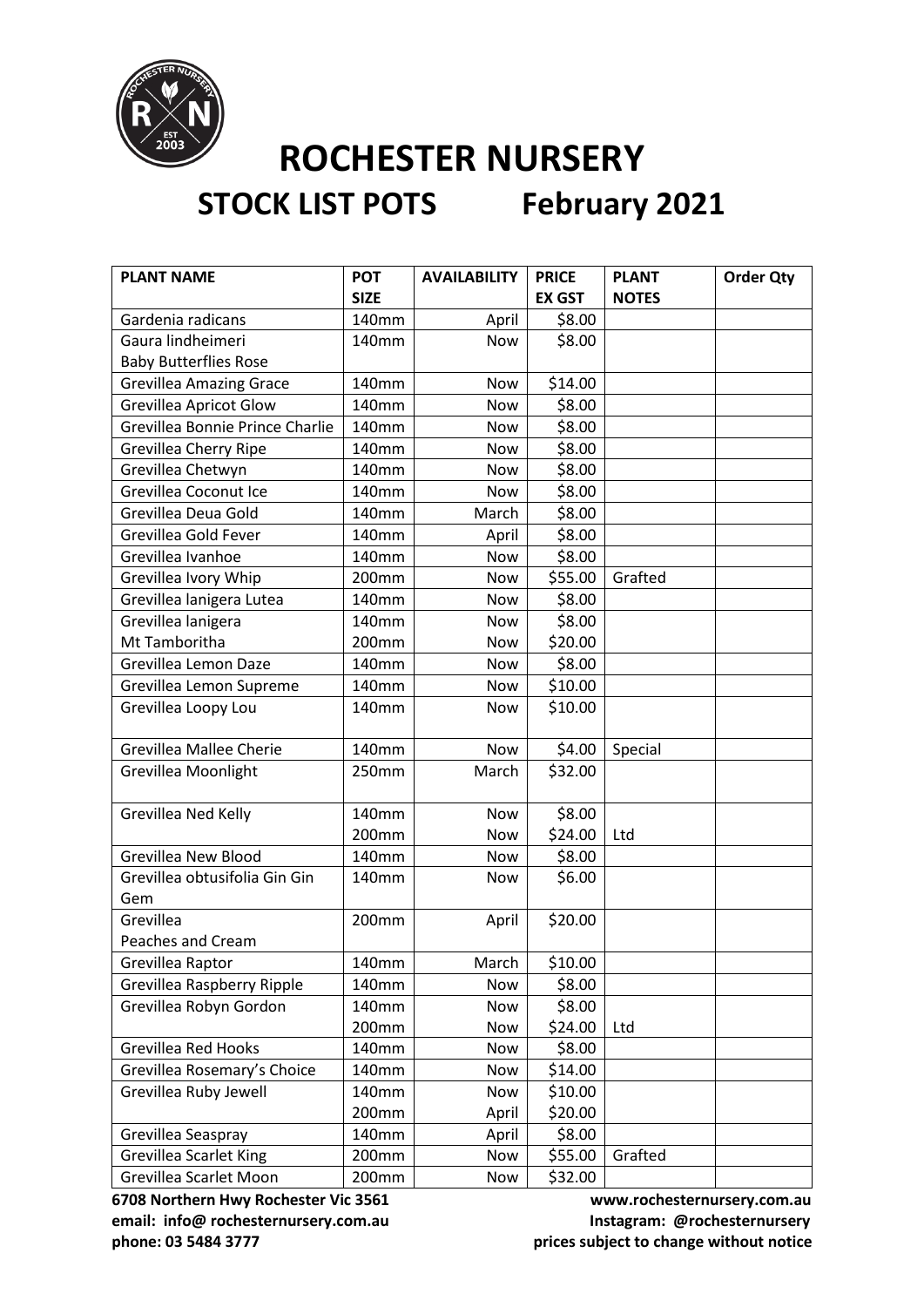# ROCHESTER NURSERY

## STOCK LIST POTS February 2021

| PLANT NAME | POT SIZE | AVAILABILITY | PRICE EX GST | PLANT NOTES | Order Qty |
|---|---|---|---|---|---|
| Gardenia radicans | 140mm | April | $8.00 | | |
| Gaura lindheimeri Baby Butterflies Rose | 140mm | Now | $8.00 | | |
| Grevillea Amazing Grace | 140mm | Now | $14.00 | | |
| Grevillea Apricot Glow | 140mm | Now | $8.00 | | |
| Grevillea Bonnie Prince Charlie | 140mm | Now | $8.00 | | |
| Grevillea Cherry Ripe | 140mm | Now | $8.00 | | |
| Grevillea Chetwyn | 140mm | Now | $8.00 | | |
| Grevillea Coconut Ice | 140mm | Now | $8.00 | | |
| Grevillea Deua Gold | 140mm | March | $8.00 | | |
| Grevillea Gold Fever | 140mm | April | $8.00 | | |
| Grevillea Ivanhoe | 140mm | Now | $8.00 | | |
| Grevillea Ivory Whip | 200mm | Now | $55.00 | Grafted | |
| Grevillea lanigera Lutea | 140mm | Now | $8.00 | | |
| Grevillea lanigera | 140mm | Now | $8.00 | | |
| Mt Tamboritha | 200mm | Now | $20.00 | | |
| Grevillea Lemon Daze | 140mm | Now | $8.00 | | |
| Grevillea Lemon Supreme | 140mm | Now | $10.00 | | |
| Grevillea Loopy Lou | 140mm | Now | $10.00 | | |
| Grevillea Mallee Cherie | 140mm | Now | $4.00 | Special | |
| Grevillea Moonlight | 250mm | March | $32.00 | | |
| Grevillea Ned Kelly | 140mm | Now | $8.00 | | |
| | 200mm | Now | $24.00 | Ltd | |
| Grevillea New Blood | 140mm | Now | $8.00 | | |
| Grevillea obtusifolia Gin Gin Gem | 140mm | Now | $6.00 | | |
| Grevillea Peaches and Cream | 200mm | April | $20.00 | | |
| Grevillea Raptor | 140mm | March | $10.00 | | |
| Grevillea Raspberry Ripple | 140mm | Now | $8.00 | | |
| Grevillea Robyn Gordon | 140mm | Now | $8.00 | | |
| | 200mm | Now | $24.00 | Ltd | |
| Grevillea Red Hooks | 140mm | Now | $8.00 | | |
| Grevillea Rosemary's Choice | 140mm | Now | $14.00 | | |
| Grevillea Ruby Jewell | 140mm | Now | $10.00 | | |
| | 200mm | April | $20.00 | | |
| Grevillea Seaspray | 140mm | April | $8.00 | | |
| Grevillea Scarlet King | 200mm | Now | $55.00 | Grafted | |
| Grevillea Scarlet Moon | 200mm | Now | $32.00 | | |

**6708 Northern Hwy Rochester Vic 3561**
**email: info@ rochesternursery.com.au**
**phone: 03 5484 3777**

**www.rochesternursery.com.au**
**Instagram: @rochesternursery**
**prices subject to change without notice**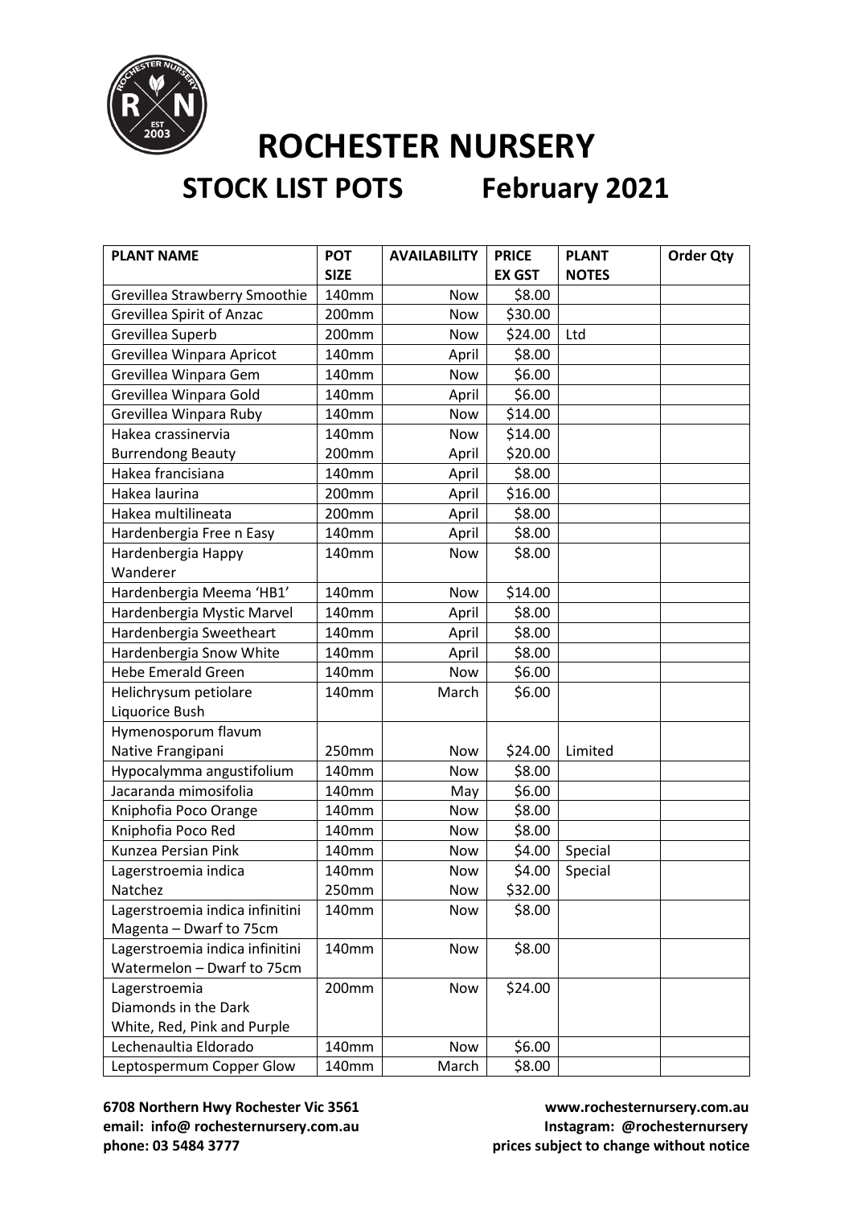# ROCHESTER NURSERY

## STOCK LIST POTS February 2021

| PLANT NAME | POT SIZE | AVAILABILITY | PRICE EX GST | PLANT NOTES | Order Qty |
|---|---|---|---|---|---|
| Grevillea Strawberry Smoothie | 140mm | Now | $8.00 | | |
| Grevillea Spirit of Anzac | 200mm | Now | $30.00 | | |
| Grevillea Superb | 200mm | Now | $24.00 | Ltd | |
| Grevillea Winpara Apricot | 140mm | April | $8.00 | | |
| Grevillea Winpara Gem | 140mm | Now | $6.00 | | |
| Grevillea Winpara Gold | 140mm | April | $6.00 | | |
| Grevillea Winpara Ruby | 140mm | Now | $14.00 | | |
| Hakea crassinervia | 140mm | Now | $14.00 | | |
| Burrendong Beauty | 200mm | April | $20.00 | | |
| Hakea francisiana | 140mm | April | $8.00 | | |
| Hakea laurina | 200mm | April | $16.00 | | |
| Hakea multilineata | 200mm | April | $8.00 | | |
| Hardenbergia Free n Easy | 140mm | April | $8.00 | | |
| Hardenbergia Happy Wanderer | 140mm | Now | $8.00 | | |
| Hardenbergia Meema 'HB1' | 140mm | Now | $14.00 | | |
| Hardenbergia Mystic Marvel | 140mm | April | $8.00 | | |
| Hardenbergia Sweetheart | 140mm | April | $8.00 | | |
| Hardenbergia Snow White | 140mm | April | $8.00 | | |
| Hebe Emerald Green | 140mm | Now | $6.00 | | |
| Helichrysum petiolare Liquorice Bush | 140mm | March | $6.00 | | |
| Hymenosporum flavum Native Frangipani | 250mm | Now | $24.00 | Limited | |
| Hypocalymma angustifolium | 140mm | Now | $8.00 | | |
| Jacaranda mimosifolia | 140mm | May | $6.00 | | |
| Kniphofia Poco Orange | 140mm | Now | $8.00 | | |
| Kniphofia Poco Red | 140mm | Now | $8.00 | | |
| Kunzea Persian Pink | 140mm | Now | $4.00 | Special | |
| Lagerstroemia indica | 140mm | Now | $4.00 | Special | |
| Natchez | 250mm | Now | $32.00 | | |
| Lagerstroemia indica infinitini Magenta – Dwarf to 75cm | 140mm | Now | $8.00 | | |
| Lagerstroemia indica infinitini Watermelon – Dwarf to 75cm | 140mm | Now | $8.00 | | |
| Lagerstroemia Diamonds in the Dark White, Red, Pink and Purple | 200mm | Now | $24.00 | | |
| Lechenaultia Eldorado | 140mm | Now | $6.00 | | |
| Leptospermum Copper Glow | 140mm | March | $8.00 | | |

**6708 Northern Hwy Rochester Vic 3561**
**email: info@ rochesternursery.com.au**
**phone: 03 5484 3777**

**www.rochesternursery.com.au**
**Instagram: @rochesternursery**
**prices subject to change without notice**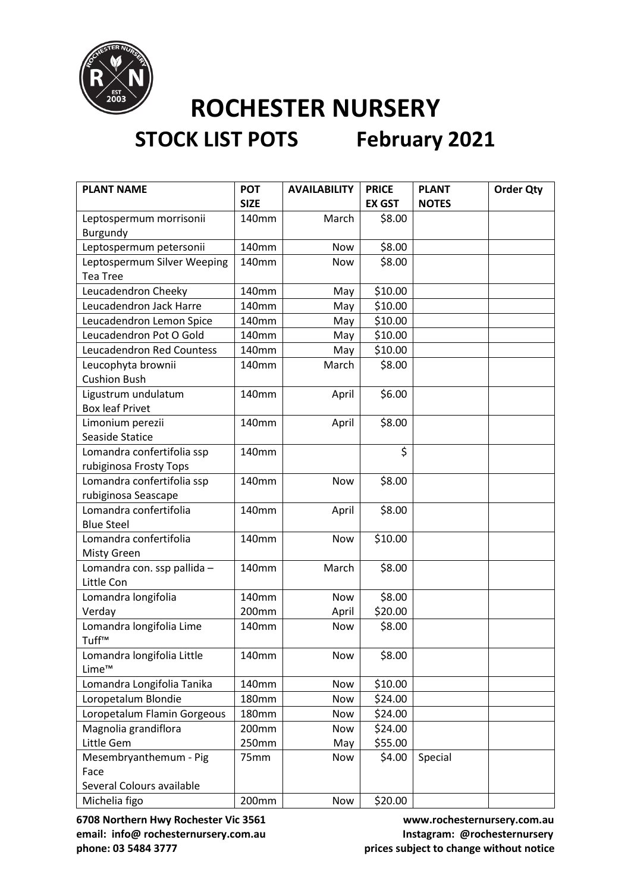# ROCHESTER NURSERY

## STOCK LIST POTS February 2021

| PLANT NAME | POT SIZE | AVAILABILITY | PRICE EX GST | PLANT NOTES | Order Qty |
|---|---|---|---|---|---|
| Leptospermum morrisonii Burgundy | 140mm | March | $8.00 | | |
| Leptospermum petersonii | 140mm | Now | $8.00 | | |
| Leptospermum Silver Weeping Tea Tree | 140mm | Now | $8.00 | | |
| Leucadendron Cheeky | 140mm | May | $10.00 | | |
| Leucadendron Jack Harre | 140mm | May | $10.00 | | |
| Leucadendron Lemon Spice | 140mm | May | $10.00 | | |
| Leucadendron Pot O Gold | 140mm | May | $10.00 | | |
| Leucadendron Red Countess | 140mm | May | $10.00 | | |
| Leucophyta brownii Cushion Bush | 140mm | March | $8.00 | | |
| Ligustrum undulatum Box leaf Privet | 140mm | April | $6.00 | | |
| Limonium perezii Seaside Statice | 140mm | April | $8.00 | | |
| Lomandra confertifolia ssp rubiginosa Frosty Tops | 140mm | | $ | | |
| Lomandra confertifolia ssp rubiginosa Seascape | 140mm | Now | $8.00 | | |
| Lomandra confertifolia Blue Steel | 140mm | April | $8.00 | | |
| Lomandra confertifolia Misty Green | 140mm | Now | $10.00 | | |
| Lomandra con. ssp pallida – Little Con | 140mm | March | $8.00 | | |
| Lomandra longifolia Verday | 140mm<br>200mm | Now<br>April | $8.00<br>$20.00 | | |
| Lomandra longifolia Lime Tuff™ | 140mm | Now | $8.00 | | |
| Lomandra longifolia Little Lime™ | 140mm | Now | $8.00 | | |
| Lomandra Longifolia Tanika | 140mm | Now | $10.00 | | |
| Loropetalum Blondie | 180mm | Now | $24.00 | | |
| Loropetalum Flamin Gorgeous | 180mm | Now | $24.00 | | |
| Magnolia grandiflora Little Gem | 200mm<br>250mm | Now<br>May | $24.00<br>$55.00 | | |
| Mesembryanthemum - Pig Face Several Colours available | 75mm | Now | $4.00 | Special | |
| Michelia figo | 200mm | Now | $20.00 | | |

6708 Northern Hwy Rochester Vic 3561
email: info@ rochesternursery.com.au
phone: 03 5484 3777

www.rochesternursery.com.au
Instagram: @rochesternursery
prices subject to change without notice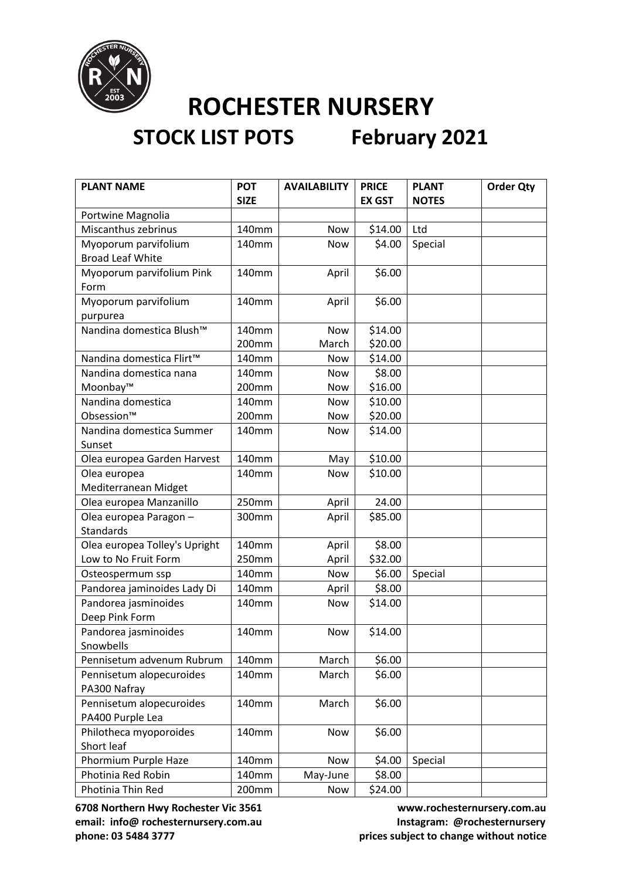# ROCHESTER NURSERY

## STOCK LIST POTS February 2021

| PLANT NAME | POT SIZE | AVAILABILITY | PRICE EX GST | PLANT NOTES | Order Qty |
|---|---|---|---|---|---|
| Portwine Magnolia | | | | | |
| Miscanthus zebrinus | 140mm | Now | $14.00 | Ltd | |
| Myoporum parvifolium Broad Leaf White | 140mm | Now | $4.00 | Special | |
| Myoporum parvifolium Pink Form | 140mm | April | $6.00 | | |
| Myoporum parvifolium purpurea | 140mm | April | $6.00 | | |
| Nandina domestica Blush™ | 140mm<br>200mm | Now<br>March | $14.00<br>$20.00 | | |
| Nandina domestica Flirt™ | 140mm | Now | $14.00 | | |
| Nandina domestica nana Moonbay™ | 140mm<br>200mm | Now<br>Now | $8.00<br>$16.00 | | |
| Nandina domestica Obsession™ | 140mm<br>200mm | Now<br>Now | $10.00<br>$20.00 | | |
| Nandina domestica Summer Sunset | 140mm | Now | $14.00 | | |
| Olea europea Garden Harvest | 140mm | May | $10.00 | | |
| Olea europea Mediterranean Midget | 140mm | Now | $10.00 | | |
| Olea europea Manzanillo | 250mm | April | 24.00 | | |
| Olea europea Paragon – Standards | 300mm | April | $85.00 | | |
| Olea europea Tolley's Upright Low to No Fruit Form | 140mm<br>250mm | April<br>April | $8.00<br>$32.00 | | |
| Osteospermum ssp | 140mm | Now | $6.00 | Special | |
| Pandorea jaminoides Lady Di | 140mm | April | $8.00 | | |
| Pandorea jasminoides Deep Pink Form | 140mm | Now | $14.00 | | |
| Pandorea jasminoides Snowbells | 140mm | Now | $14.00 | | |
| Pennisetum advenum Rubrum | 140mm | March | $6.00 | | |
| Pennisetum alopecuroides PA300 Nafray | 140mm | March | $6.00 | | |
| Pennisetum alopecuroides PA400 Purple Lea | 140mm | March | $6.00 | | |
| Philotheca myoporoides Short leaf | 140mm | Now | $6.00 | | |
| Phormium Purple Haze | 140mm | Now | $4.00 | Special | |
| Photinia Red Robin | 140mm | May-June | $8.00 | | |
| Photinia Thin Red | 200mm | Now | $24.00 | | |

**6708 Northern Hwy Rochester Vic 3561**
**email: info@ rochesternursery.com.au**
**phone: 03 5484 3777**

**www.rochesternursery.com.au**
**Instagram: @rochesternursery**
**prices subject to change without notice**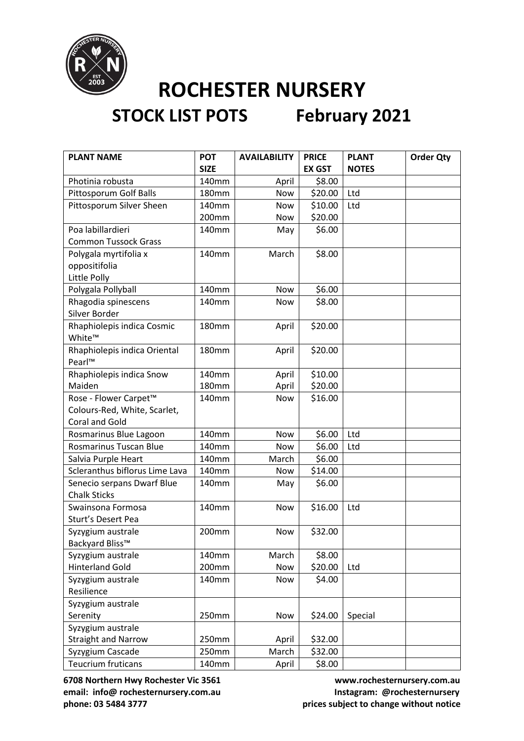# ROCHESTER NURSERY

## STOCK LIST POTS February 2021

| PLANT NAME | POT SIZE | AVAILABILITY | PRICE EX GST | PLANT NOTES | Order Qty |
|---|---|---|---|---|---|
| Photinia robusta | 140mm | April | $8.00 | | |
| Pittosporum Golf Balls | 180mm | Now | $20.00 | Ltd | |
| Pittosporum Silver Sheen | 140mm<br>200mm | Now<br>Now | $10.00<br>$20.00 | Ltd | |
| Poa labillardieri<br>Common Tussock Grass | 140mm | May | $6.00 | | |
| Polygala myrtifolia x oppositifolia<br>Little Polly | 140mm | March | $8.00 | | |
| Polygala Pollyball | 140mm | Now | $6.00 | | |
| Rhagodia spinescens<br>Silver Border | 140mm | Now | $8.00 | | |
| Rhaphiolepis indica Cosmic White™ | 180mm | April | $20.00 | | |
| Rhaphiolepis indica Oriental Pearl™ | 180mm | April | $20.00 | | |
| Rhaphiolepis indica Snow Maiden | 140mm<br>180mm | April<br>April | $10.00<br>$20.00 | | |
| Rose - Flower Carpet™<br>Colours-Red, White, Scarlet, Coral and Gold | 140mm | Now | $16.00 | | |
| Rosmarinus Blue Lagoon | 140mm | Now | $6.00 | Ltd | |
| Rosmarinus Tuscan Blue | 140mm | Now | $6.00 | Ltd | |
| Salvia Purple Heart | 140mm | March | $6.00 | | |
| Scleranthus biflorus Lime Lava | 140mm | Now | $14.00 | | |
| Senecio serpans Dwarf Blue Chalk Sticks | 140mm | May | $6.00 | | |
| Swainsona Formosa<br>Sturt's Desert Pea | 140mm | Now | $16.00 | Ltd | |
| Syzygium australe<br>Backyard Bliss™ | 200mm | Now | $32.00 | | |
| Syzygium australe<br>Hinterland Gold | 140mm<br>200mm | March<br>Now | $8.00<br>$20.00 | <br>Ltd | |
| Syzygium australe<br>Resilience | 140mm | Now | $4.00 | | |
| Syzygium australe<br>Serenity | 250mm | Now | $24.00 | Special | |
| Syzygium australe<br>Straight and Narrow | 250mm | April | $32.00 | | |
| Syzygium Cascade | 250mm | March | $32.00 | | |
| Teucrium fruticans | 140mm | April | $8.00 | | |

**6708 Northern Hwy Rochester Vic 3561**
**email: info@ rochesternursery.com.au**
**phone: 03 5484 3777**

**www.rochesternursery.com.au**
**Instagram: @rochesternursery**
**prices subject to change without notice**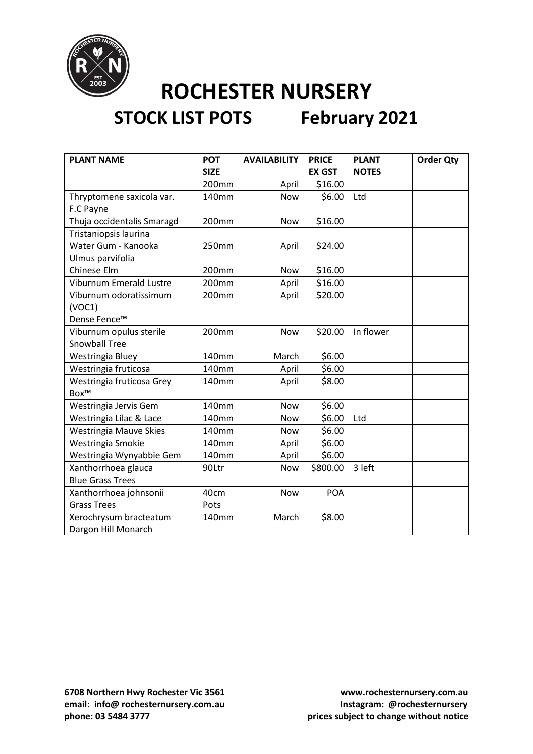# ROCHESTER NURSERY

## STOCK LIST POTS February 2021

| PLANT NAME | POT SIZE | AVAILABILITY | PRICE EX GST | PLANT NOTES | Order Qty |
|---|---|---|---|---|---|
| | 200mm | April | $16.00 | | |
| Thryptomene saxicola var. F.C Payne | 140mm | Now | $6.00 | Ltd | |
| Thuja occidentalis Smaragd | 200mm | Now | $16.00 | | |
| Tristaniopsis laurina Water Gum - Kanooka | 250mm | April | $24.00 | | |
| Ulmus parvifolia Chinese Elm | 200mm | Now | $16.00 | | |
| Viburnum Emerald Lustre | 200mm | April | $16.00 | | |
| Viburnum odoratissimum (VOC1) Dense Fence™ | 200mm | April | $20.00 | | |
| Viburnum opulus sterile Snowball Tree | 200mm | Now | $20.00 | In flower | |
| Westringia Bluey | 140mm | March | $6.00 | | |
| Westringia fruticosa | 140mm | April | $6.00 | | |
| Westringia fruticosa Grey Box™ | 140mm | April | $8.00 | | |
| Westringia Jervis Gem | 140mm | Now | $6.00 | | |
| Westringia Lilac & Lace | 140mm | Now | $6.00 | Ltd | |
| Westringia Mauve Skies | 140mm | Now | $6.00 | | |
| Westringia Smokie | 140mm | April | $6.00 | | |
| Westringia Wynyabbie Gem | 140mm | April | $6.00 | | |
| Xanthorrhoea glauca Blue Grass Trees | 90Ltr | Now | $800.00 | 3 left | |
| Xanthorrhoea johnsonii Grass Trees | 40cm Pots | Now | POA | | |
| Xerochrysum bracteatum Dargon Hill Monarch | 140mm | March | $8.00 | | |

**6708 Northern Hwy Rochester Vic 3561**
**email: info@ rochesternursery.com.au**
**phone: 03 5484 3777**

**www.rochesternursery.com.au**
**Instagram: @rochesternursery**
**prices subject to change without notice**